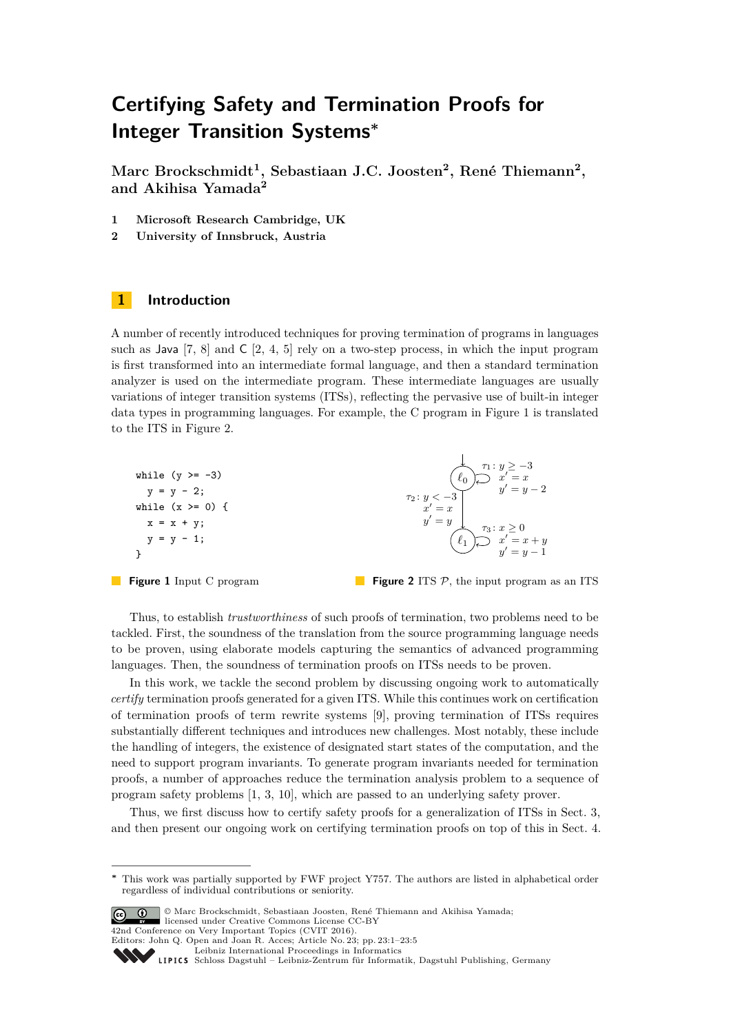# Certifying Safety and Termination Proofs for Integer Transition Systems*

**Marc Brockschmidt[1], Sebastiaan J.C. Joosten[2], René Thiemann[2], and Akihisa Yamada[2]**

1 **Microsoft Research Cambridge, UK**

2 **University of Innsbruck, Austria**

## 1 Introduction

A number of recently introduced techniques for proving termination of programs in languages such as Java [7, 8] and C [2, 4, 5] rely on a two-step process, in which the input program is first transformed into an intermediate formal language, and then a standard termination analyzer is used on the intermediate program. These intermediate languages are usually variations of integer transition systems (ITSs), reflecting the pervasive use of built-in integer data types in programming languages. For example, the C program in Figure 1 is translated to the ITS in Figure 2.

```
while (y >= -3)
  y = y - 2;
while (x >= 0) {
  x = x + y;
  y = y - 1;
}
```

**Figure 1** Input C program

$\tau_1: y \geq -3$, $x' = x$, $y' = y - 2$ (loop at $\ell_0$)

$\tau_2: y < -3$, $x' = x$, $y' = y$ (from $\ell_0$ to $\ell_1$)

$\tau_3: x \geq 0$, $x' = x + y$, $y' = y - 1$ (loop at $\ell_1$)

**Figure 2** ITS $\mathcal{P}$, the input program as an ITS

Thus, to establish *trustworthiness* of such proofs of termination, two problems need to be tackled. First, the soundness of the translation from the source programming language needs to be proven, using elaborate models capturing the semantics of advanced programming languages. Then, the soundness of termination proofs on ITSs needs to be proven.

In this work, we tackle the second problem by discussing ongoing work to automatically *certify* termination proofs generated for a given ITS. While this continues work on certification of termination proofs of term rewrite systems [9], proving termination of ITSs requires substantially different techniques and introduces new challenges. Most notably, these include the handling of integers, the existence of designated start states of the computation, and the need to support program invariants. To generate program invariants needed for termination proofs, a number of approaches reduce the termination analysis problem to a sequence of program safety problems [1, 3, 10], which are passed to an underlying safety prover.

Thus, we first discuss how to certify safety proofs for a generalization of ITSs in Sect. 3, and then present our ongoing work on certifying termination proofs on top of this in Sect. 4.

---

* This work was partially supported by FWF project Y757. The authors are listed in alphabetical order regardless of individual contributions or seniority.

© Marc Brockschmidt, Sebastiaan Joosten, René Thiemann and Akihisa Yamada; licensed under Creative Commons License CC-BY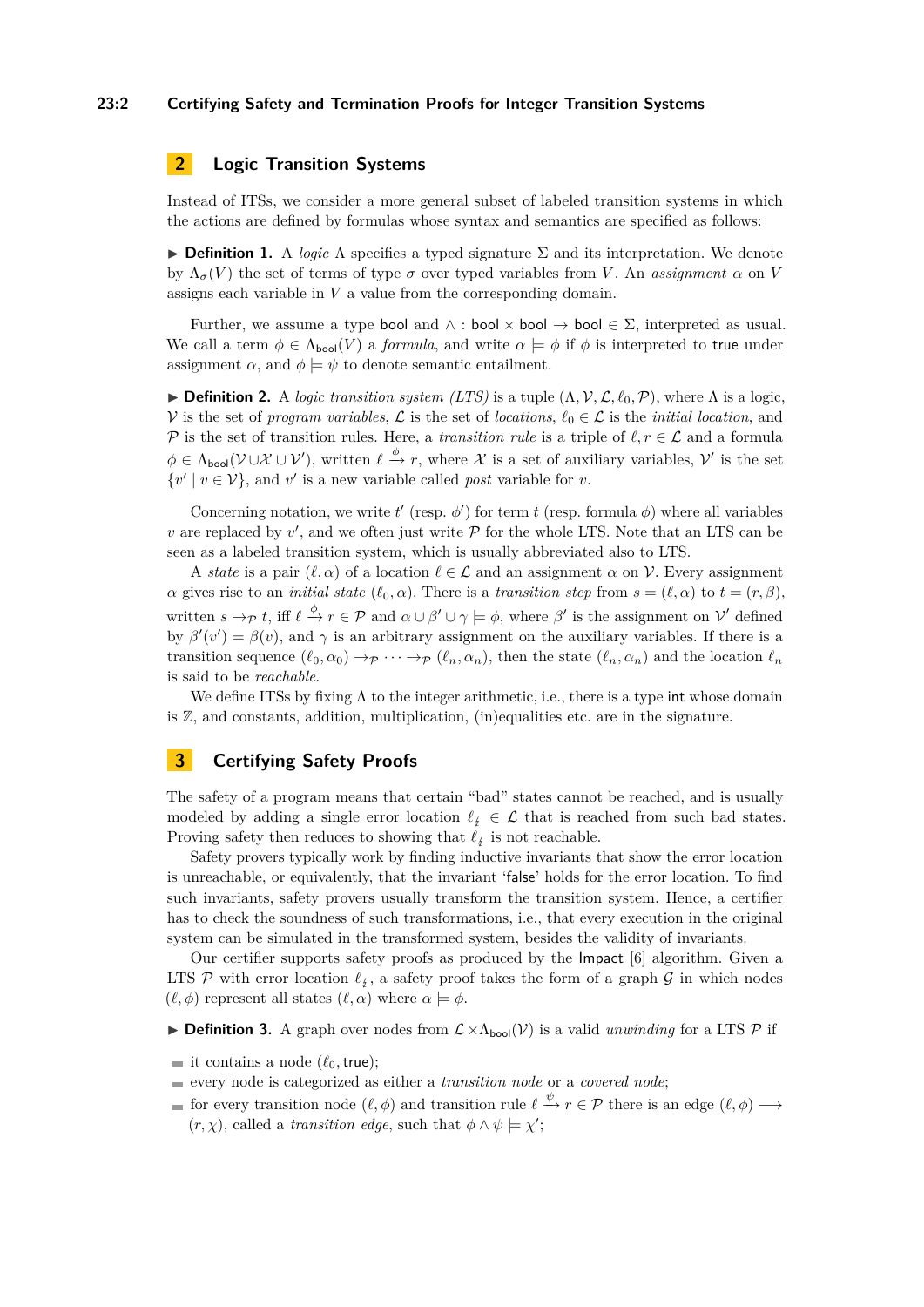## 2 Logic Transition Systems

Instead of ITSs, we consider a more general subset of labeled transition systems in which the actions are defined by formulas whose syntax and semantics are specified as follows:

▶ **Definition 1.** A *logic* $\Lambda$ specifies a typed signature $\Sigma$ and its interpretation. We denote by $\Lambda_\sigma(V)$ the set of terms of type $\sigma$ over typed variables from $V$. An *assignment* $\alpha$ on $V$ assigns each variable in $V$ a value from the corresponding domain.

Further, we assume a type $\mathsf{bool}$ and $\wedge : \mathsf{bool} \times \mathsf{bool} \to \mathsf{bool} \in \Sigma$, interpreted as usual. We call a term $\phi \in \Lambda_{\mathsf{bool}}(V)$ a *formula*, and write $\alpha \models \phi$ if $\phi$ is interpreted to $\mathsf{true}$ under assignment $\alpha$, and $\phi \models \psi$ to denote semantic entailment.

▶ **Definition 2.** A *logic transition system (LTS)* is a tuple $(\Lambda, \mathcal{V}, \mathcal{L}, \ell_0, \mathcal{P})$, where $\Lambda$ is a logic, $\mathcal{V}$ is the set of *program variables*, $\mathcal{L}$ is the set of *locations*, $\ell_0 \in \mathcal{L}$ is the *initial location*, and $\mathcal{P}$ is the set of transition rules. Here, a *transition rule* is a triple of $\ell, r \in \mathcal{L}$ and a formula $\phi \in \Lambda_{\mathsf{bool}}(\mathcal{V} \cup \mathcal{X} \cup \mathcal{V}')$, written $\ell \xrightarrow{\phi} r$, where $\mathcal{X}$ is a set of auxiliary variables, $\mathcal{V}'$ is the set $\{v' \mid v \in \mathcal{V}\}$, and $v'$ is a new variable called *post* variable for $v$.

Concerning notation, we write $t'$ (resp. $\phi'$) for term $t$ (resp. formula $\phi$) where all variables $v$ are replaced by $v'$, and we often just write $\mathcal{P}$ for the whole LTS. Note that an LTS can be seen as a labeled transition system, which is usually abbreviated also to LTS.

A *state* is a pair $(\ell, \alpha)$ of a location $\ell \in \mathcal{L}$ and an assignment $\alpha$ on $\mathcal{V}$. Every assignment $\alpha$ gives rise to an *initial state* $(\ell_0, \alpha)$. There is a *transition step* from $s = (\ell, \alpha)$ to $t = (r, \beta)$, written $s \to_{\mathcal{P}} t$, iff $\ell \xrightarrow{\phi} r \in \mathcal{P}$ and $\alpha \cup \beta' \cup \gamma \models \phi$, where $\beta'$ is the assignment on $\mathcal{V}'$ defined by $\beta'(v') = \beta(v)$, and $\gamma$ is an arbitrary assignment on the auxiliary variables. If there is a transition sequence $(\ell_0, \alpha_0) \to_{\mathcal{P}} \cdots \to_{\mathcal{P}} (\ell_n, \alpha_n)$, then the state $(\ell_n, \alpha_n)$ and the location $\ell_n$ is said to be *reachable*.

We define ITSs by fixing $\Lambda$ to the integer arithmetic, i.e., there is a type $\mathsf{int}$ whose domain is $\mathbb{Z}$, and constants, addition, multiplication, (in)equalities etc. are in the signature.

## 3 Certifying Safety Proofs

The safety of a program means that certain "bad" states cannot be reached, and is usually modeled by adding a single error location $\ell_{\text{\Lightning}} \in \mathcal{L}$ that is reached from such bad states. Proving safety then reduces to showing that $\ell_{\text{\Lightning}}$ is not reachable.

Safety provers typically work by finding inductive invariants that show the error location is unreachable, or equivalently, that the invariant '$\mathsf{false}$' holds for the error location. To find such invariants, safety provers usually transform the transition system. Hence, a certifier has to check the soundness of such transformations, i.e., that every execution in the original system can be simulated in the transformed system, besides the validity of invariants.

Our certifier supports safety proofs as produced by the Impact [6] algorithm. Given a LTS $\mathcal{P}$ with error location $\ell_{\text{\Lightning}}$, a safety proof takes the form of a graph $\mathcal{G}$ in which nodes $(\ell, \phi)$ represent all states $(\ell, \alpha)$ where $\alpha \models \phi$.

▶ **Definition 3.** A graph over nodes from $\mathcal{L} \times \Lambda_{\mathsf{bool}}(\mathcal{V})$ is a valid *unwinding* for a LTS $\mathcal{P}$ if

- it contains a node $(\ell_0, \mathsf{true})$;
- every node is categorized as either a *transition node* or a *covered node*;
- for every transition node $(\ell, \phi)$ and transition rule $\ell \xrightarrow{\psi} r \in \mathcal{P}$ there is an edge $(\ell, \phi) \longrightarrow (r, \chi)$, called a *transition edge*, such that $\phi \wedge \psi \models \chi'$;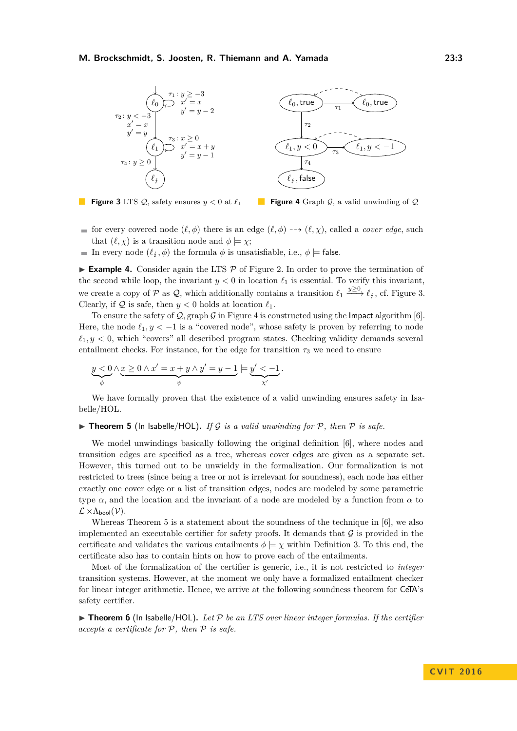**Figure 3** LTS $\mathcal{Q}$, safety ensures $y < 0$ at $\ell_1$

**Figure 4** Graph $\mathcal{G}$, a valid unwinding of $\mathcal{Q}$

- for every covered node $(\ell, \phi)$ there is an edge $(\ell, \phi) \dashrightarrow (\ell, \chi)$, called a *cover edge*, such that $(\ell, \chi)$ is a transition node and $\phi \models \chi$;
- In every node $(\ell_\lightning, \phi)$ the formula $\phi$ is unsatisfiable, i.e., $\phi \models \mathsf{false}$.

▶ **Example 4.** Consider again the LTS $\mathcal{P}$ of Figure 2. In order to prove the termination of the second while loop, the invariant $y < 0$ in location $\ell_1$ is essential. To verify this invariant, we create a copy of $\mathcal{P}$ as $\mathcal{Q}$, which additionally contains a transition $\ell_1 \xrightarrow{y \geq 0} \ell_\lightning$, cf. Figure 3. Clearly, if $\mathcal{Q}$ is safe, then $y < 0$ holds at location $\ell_1$.

To ensure the safety of $\mathcal{Q}$, graph $\mathcal{G}$ in Figure 4 is constructed using the Impact algorithm [6]. Here, the node $\ell_1, y < -1$ is a "covered node", whose safety is proven by referring to node $\ell_1, y < 0$, which "covers" all described program states. Checking validity demands several entailment checks. For instance, for the edge for transition $\tau_3$ we need to ensure

$$\underbrace{y < 0}_{\phi} \wedge \underbrace{x \geq 0 \wedge x' = x + y \wedge y' = y - 1}_{\psi} \models \underbrace{y' < -1}_{\chi'}.$$

We have formally proven that the existence of a valid unwinding ensures safety in Isabelle/HOL.

▶ **Theorem 5** (In Isabelle/HOL). *If $\mathcal{G}$ is a valid unwinding for $\mathcal{P}$, then $\mathcal{P}$ is safe.*

We model unwindings basically following the original definition [6], where nodes and transition edges are specified as a tree, whereas cover edges are given as a separate set. However, this turned out to be unwieldy in the formalization. Our formalization is not restricted to trees (since being a tree or not is irrelevant for soundness), each node has either exactly one cover edge or a list of transition edges, nodes are modeled by some parametric type $\alpha$, and the location and the invariant of a node are modeled by a function from $\alpha$ to $\mathcal{L} \times \Lambda_{\mathsf{bool}}(\mathcal{V})$.

Whereas Theorem 5 is a statement about the soundness of the technique in [6], we also implemented an executable certifier for safety proofs. It demands that $\mathcal{G}$ is provided in the certificate and validates the various entailments $\phi \models \chi$ within Definition 3. To this end, the certificate also has to contain hints on how to prove each of the entailments.

Most of the formalization of the certifier is generic, i.e., it is not restricted to *integer* transition systems. However, at the moment we only have a formalized entailment checker for linear integer arithmetic. Hence, we arrive at the following soundness theorem for CeTA's safety certifier.

▶ **Theorem 6** (In Isabelle/HOL). *Let $\mathcal{P}$ be an LTS over linear integer formulas. If the certifier accepts a certificate for $\mathcal{P}$, then $\mathcal{P}$ is safe.*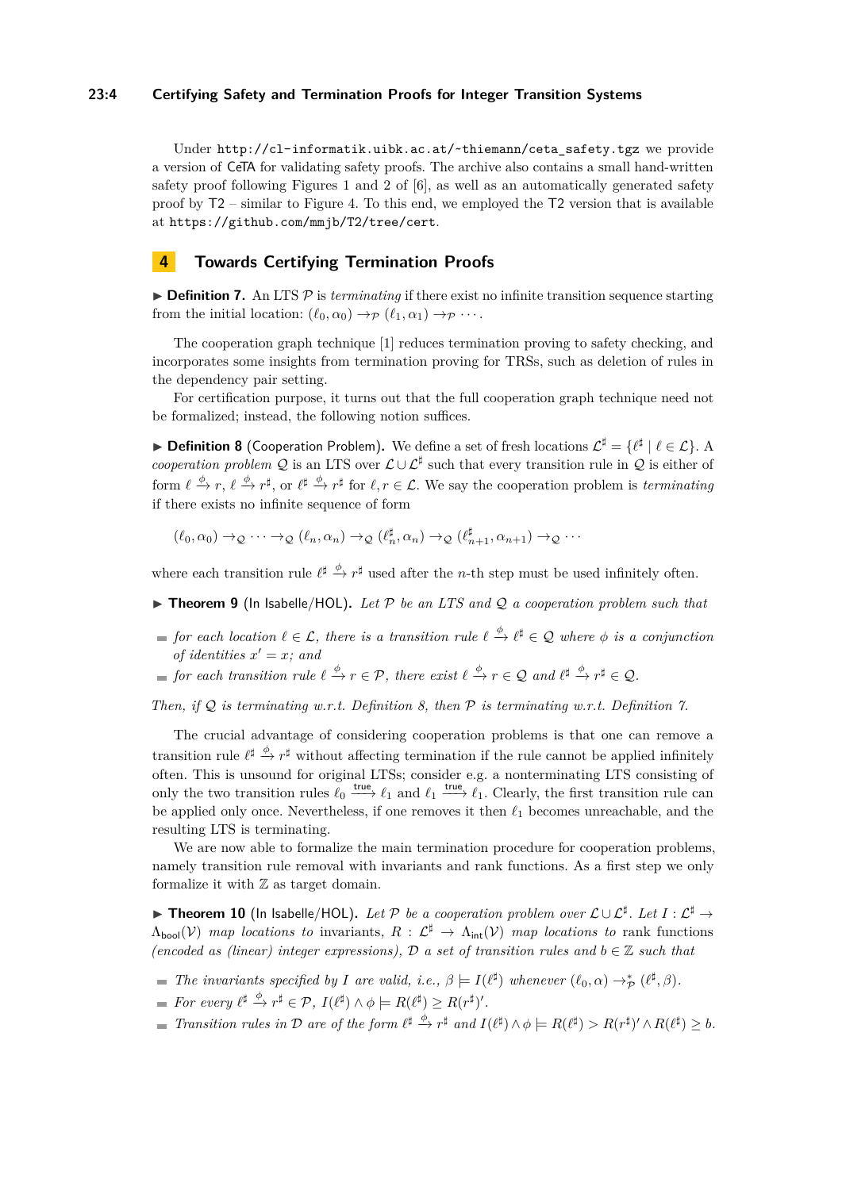Under `http://cl-informatik.uibk.ac.at/~thiemann/ceta_safety.tgz` we provide a version of CeTA for validating safety proofs. The archive also contains a small hand-written safety proof following Figures 1 and 2 of [6], as well as an automatically generated safety proof by T2 – similar to Figure 4. To this end, we employed the T2 version that is available at `https://github.com/mmjb/T2/tree/cert`.

## 4 Towards Certifying Termination Proofs

▶ **Definition 7.** An LTS $\mathcal{P}$ is *terminating* if there exist no infinite transition sequence starting from the initial location: $(\ell_0, \alpha_0) \to_{\mathcal{P}} (\ell_1, \alpha_1) \to_{\mathcal{P}} \cdots$.

The cooperation graph technique [1] reduces termination proving to safety checking, and incorporates some insights from termination proving for TRSs, such as deletion of rules in the dependency pair setting.

For certification purpose, it turns out that the full cooperation graph technique need not be formalized; instead, the following notion suffices.

▶ **Definition 8** (Cooperation Problem)**.** We define a set of fresh locations $\mathcal{L}^\sharp = \{\ell^\sharp \mid \ell \in \mathcal{L}\}$. A *cooperation problem* $\mathcal{Q}$ is an LTS over $\mathcal{L} \cup \mathcal{L}^\sharp$ such that every transition rule in $\mathcal{Q}$ is either of form $\ell \xrightarrow{\phi} r$, $\ell \xrightarrow{\phi} r^\sharp$, or $\ell^\sharp \xrightarrow{\phi} r^\sharp$ for $\ell, r \in \mathcal{L}$. We say the cooperation problem is *terminating* if there exists no infinite sequence of form

$$(\ell_0, \alpha_0) \to_{\mathcal{Q}} \cdots \to_{\mathcal{Q}} (\ell_n, \alpha_n) \to_{\mathcal{Q}} (\ell_n^\sharp, \alpha_n) \to_{\mathcal{Q}} (\ell_{n+1}^\sharp, \alpha_{n+1}) \to_{\mathcal{Q}} \cdots$$

where each transition rule $\ell^\sharp \xrightarrow{\phi} r^\sharp$ used after the $n$-th step must be used infinitely often.

▶ **Theorem 9** (In Isabelle/HOL)**.** *Let $\mathcal{P}$ be an LTS and $\mathcal{Q}$ a cooperation problem such that*

- *for each location $\ell \in \mathcal{L}$, there is a transition rule $\ell \xrightarrow{\phi} \ell^\sharp \in \mathcal{Q}$ where $\phi$ is a conjunction of identities $x' = x$; and*
- *for each transition rule $\ell \xrightarrow{\phi} r \in \mathcal{P}$, there exist $\ell \xrightarrow{\phi} r \in \mathcal{Q}$ and $\ell^\sharp \xrightarrow{\phi} r^\sharp \in \mathcal{Q}$.*

*Then, if $\mathcal{Q}$ is terminating w.r.t. Definition 8, then $\mathcal{P}$ is terminating w.r.t. Definition 7.*

The crucial advantage of considering cooperation problems is that one can remove a transition rule $\ell^\sharp \xrightarrow{\phi} r^\sharp$ without affecting termination if the rule cannot be applied infinitely often. This is unsound for original LTSs; consider e.g. a nonterminating LTS consisting of only the two transition rules $\ell_0 \xrightarrow{\mathsf{true}} \ell_1$ and $\ell_1 \xrightarrow{\mathsf{true}} \ell_1$. Clearly, the first transition rule can be applied only once. Nevertheless, if one removes it then $\ell_1$ becomes unreachable, and the resulting LTS is terminating.

We are now able to formalize the main termination procedure for cooperation problems, namely transition rule removal with invariants and rank functions. As a first step we only formalize it with $\mathbb{Z}$ as target domain.

▶ **Theorem 10** (In Isabelle/HOL)**.** *Let $\mathcal{P}$ be a cooperation problem over $\mathcal{L} \cup \mathcal{L}^\sharp$. Let $I : \mathcal{L}^\sharp \to \Lambda_{\mathsf{bool}}(\mathcal{V})$ map locations to* invariants*, $R : \mathcal{L}^\sharp \to \Lambda_{\mathsf{int}}(\mathcal{V})$ map locations to* rank functions *(encoded as (linear) integer expressions), $\mathcal{D}$ a set of transition rules and $b \in \mathbb{Z}$ such that*

- *The invariants specified by $I$ are valid, i.e., $\beta \models I(\ell^\sharp)$ whenever $(\ell_0, \alpha) \to_{\mathcal{P}}^* (\ell^\sharp, \beta)$.*
- *For every $\ell^\sharp \xrightarrow{\phi} r^\sharp \in \mathcal{P}$, $I(\ell^\sharp) \wedge \phi \models R(\ell^\sharp) \geq R(r^\sharp)'$.*
- *Transition rules in $\mathcal{D}$ are of the form $\ell^\sharp \xrightarrow{\phi} r^\sharp$ and $I(\ell^\sharp) \wedge \phi \models R(\ell^\sharp) > R(r^\sharp)' \wedge R(\ell^\sharp) \geq b$.*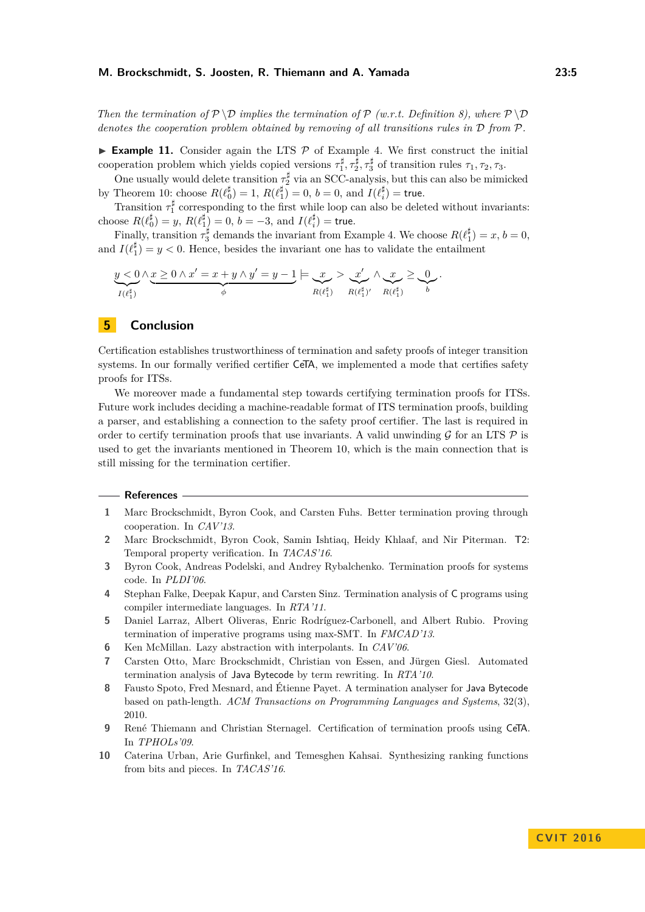*Then the termination of $\mathcal{P} \setminus \mathcal{D}$ implies the termination of $\mathcal{P}$ (w.r.t. Definition 8), where $\mathcal{P} \setminus \mathcal{D}$ denotes the cooperation problem obtained by removing of all transitions rules in $\mathcal{D}$ from $\mathcal{P}$.*

▶ **Example 11.** Consider again the LTS $\mathcal{P}$ of Example 4. We first construct the initial cooperation problem which yields copied versions $\tau_1^\sharp, \tau_2^\sharp, \tau_3^\sharp$ of transition rules $\tau_1, \tau_2, \tau_3$.

One usually would delete transition $\tau_2^\sharp$ via an SCC-analysis, but this can also be mimicked by Theorem 10: choose $R(\ell_0^\sharp) = 1$, $R(\ell_1^\sharp) = 0$, $b = 0$, and $I(\ell_i^\sharp) = \mathsf{true}$.

Transition $\tau_1^\sharp$ corresponding to the first while loop can also be deleted without invariants: choose $R(\ell_0^\sharp) = y$, $R(\ell_1^\sharp) = 0$, $b = -3$, and $I(\ell_i^\sharp) = \mathsf{true}$.

Finally, transition $\tau_3^\sharp$ demands the invariant from Example 4. We choose $R(\ell_1^\sharp) = x$, $b = 0$, and $I(\ell_1^\sharp) = y < 0$. Hence, besides the invariant one has to validate the entailment

$$\underbrace{y < 0}_{I(\ell_1^\sharp)} \wedge \underbrace{x \geq 0 \wedge x' = x + y \wedge y' = y - 1}_{\phi} \models \underbrace{x}_{R(\ell_1^\sharp)} > \underbrace{x'}_{R(\ell_1^\sharp)'} \wedge \underbrace{x}_{R(\ell_1^\sharp)} \geq \underbrace{0}_{b}.$$

## 5 Conclusion

Certification establishes trustworthiness of termination and safety proofs of integer transition systems. In our formally verified certifier CeTA, we implemented a mode that certifies safety proofs for ITSs.

We moreover made a fundamental step towards certifying termination proofs for ITSs. Future work includes deciding a machine-readable format of ITS termination proofs, building a parser, and establishing a connection to the safety proof certifier. The last is required in order to certify termination proofs that use invariants. A valid unwinding $\mathcal{G}$ for an LTS $\mathcal{P}$ is used to get the invariants mentioned in Theorem 10, which is the main connection that is still missing for the termination certifier.

## References

1. Marc Brockschmidt, Byron Cook, and Carsten Fuhs. Better termination proving through cooperation. In *CAV'13*.
2. Marc Brockschmidt, Byron Cook, Samin Ishtiaq, Heidy Khlaaf, and Nir Piterman. T2: Temporal property verification. In *TACAS'16*.
3. Byron Cook, Andreas Podelski, and Andrey Rybalchenko. Termination proofs for systems code. In *PLDI'06*.
4. Stephan Falke, Deepak Kapur, and Carsten Sinz. Termination analysis of C programs using compiler intermediate languages. In *RTA'11*.
5. Daniel Larraz, Albert Oliveras, Enric Rodríguez-Carbonell, and Albert Rubio. Proving termination of imperative programs using max-SMT. In *FMCAD'13*.
6. Ken McMillan. Lazy abstraction with interpolants. In *CAV'06*.
7. Carsten Otto, Marc Brockschmidt, Christian von Essen, and Jürgen Giesl. Automated termination analysis of Java Bytecode by term rewriting. In *RTA'10*.
8. Fausto Spoto, Fred Mesnard, and Étienne Payet. A termination analyser for Java Bytecode based on path-length. *ACM Transactions on Programming Languages and Systems*, 32(3), 2010.
9. René Thiemann and Christian Sternagel. Certification of termination proofs using CeTA. In *TPHOLs'09*.
10. Caterina Urban, Arie Gurfinkel, and Temesghen Kahsai. Synthesizing ranking functions from bits and pieces. In *TACAS'16*.